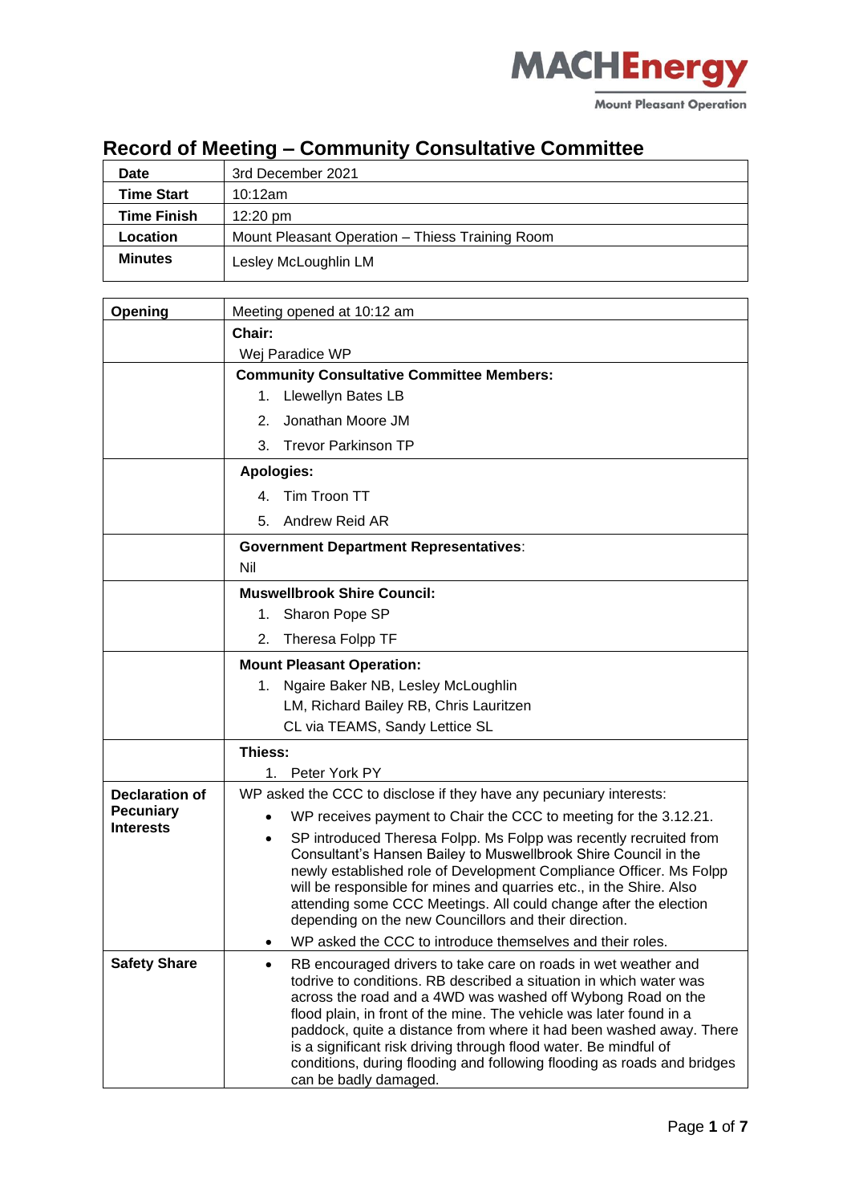MACHEnergy
Mount Pleasant Operation

# Record of Meeting – Community Consultative Committee

| | |
|---|---|
| **Date** | 3rd December 2021 |
| **Time Start** | 10:12am |
| **Time Finish** | 12:20 pm |
| **Location** | Mount Pleasant Operation – Thiess Training Room |
| **Minutes** | Lesley McLoughlin LM |

| | |
|---|---|
| **Opening** | Meeting opened at 10:12 am |
| | **Chair:**<br>Wej Paradice WP |
| | **Community Consultative Committee Members:**<br>1. Llewellyn Bates LB<br>2. Jonathan Moore JM<br>3. Trevor Parkinson TP |
| | **Apologies:**<br>4. Tim Troon TT<br>5. Andrew Reid AR |
| | **Government Department Representatives**:<br>Nil |
| | **Muswellbrook Shire Council:**<br>1. Sharon Pope SP<br>2. Theresa Folpp TF |
| | **Mount Pleasant Operation:**<br>1. Ngaire Baker NB, Lesley McLoughlin LM, Richard Bailey RB, Chris Lauritzen CL via TEAMS, Sandy Lettice SL |
| | **Thiess:**<br>1. Peter York PY |
| **Declaration of Pecuniary Interests** | WP asked the CCC to disclose if they have any pecuniary interests:<br>• WP receives payment to Chair the CCC to meeting for the 3.12.21.<br>• SP introduced Theresa Folpp. Ms Folpp was recently recruited from Consultant's Hansen Bailey to Muswellbrook Shire Council in the newly established role of Development Compliance Officer. Ms Folpp will be responsible for mines and quarries etc., in the Shire. Also attending some CCC Meetings. All could change after the election depending on the new Councillors and their direction.<br>• WP asked the CCC to introduce themselves and their roles. |
| **Safety Share** | • RB encouraged drivers to take care on roads in wet weather and todrive to conditions. RB described a situation in which water was across the road and a 4WD was washed off Wybong Road on the flood plain, in front of the mine. The vehicle was later found in a paddock, quite a distance from where it had been washed away. There is a significant risk driving through flood water. Be mindful of conditions, during flooding and following flooding as roads and bridges can be badly damaged. |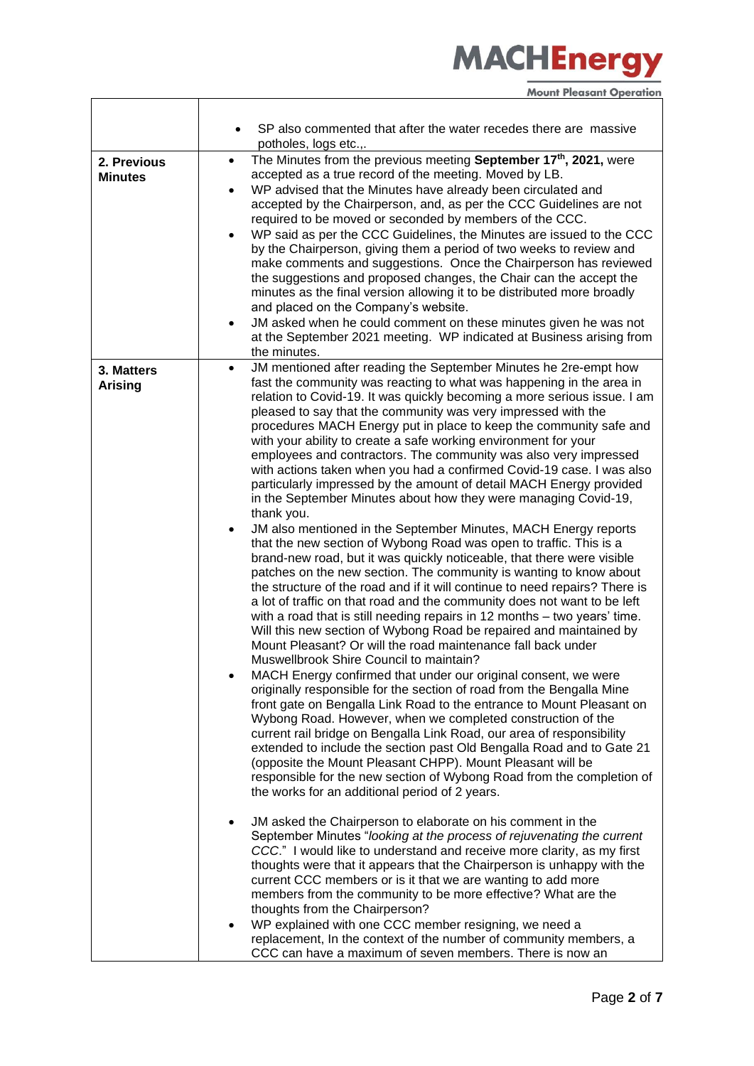| | |
|---|---|
| | • SP also commented that after the water recedes there are massive potholes, logs etc.,. |
| **2. Previous Minutes** | • The Minutes from the previous meeting **September 17th, 2021,** were accepted as a true record of the meeting. Moved by LB.<br>• WP advised that the Minutes have already been circulated and accepted by the Chairperson, and, as per the CCC Guidelines are not required to be moved or seconded by members of the CCC.<br>• WP said as per the CCC Guidelines, the Minutes are issued to the CCC by the Chairperson, giving them a period of two weeks to review and make comments and suggestions. Once the Chairperson has reviewed the suggestions and proposed changes, the Chair can the accept the minutes as the final version allowing it to be distributed more broadly and placed on the Company's website.<br>• JM asked when he could comment on these minutes given he was not at the September 2021 meeting. WP indicated at Business arising from the minutes. |
| **3. Matters Arising** | • JM mentioned after reading the September Minutes he 2re-empt how fast the community was reacting to what was happening in the area in relation to Covid-19. It was quickly becoming a more serious issue. I am pleased to say that the community was very impressed with the procedures MACH Energy put in place to keep the community safe and with your ability to create a safe working environment for your employees and contractors. The community was also very impressed with actions taken when you had a confirmed Covid-19 case. I was also particularly impressed by the amount of detail MACH Energy provided in the September Minutes about how they were managing Covid-19, thank you.<br>• JM also mentioned in the September Minutes, MACH Energy reports that the new section of Wybong Road was open to traffic. This is a brand-new road, but it was quickly noticeable, that there were visible patches on the new section. The community is wanting to know about the structure of the road and if it will continue to need repairs? There is a lot of traffic on that road and the community does not want to be left with a road that is still needing repairs in 12 months – two years' time. Will this new section of Wybong Road be repaired and maintained by Mount Pleasant? Or will the road maintenance fall back under Muswellbrook Shire Council to maintain?<br>• MACH Energy confirmed that under our original consent, we were originally responsible for the section of road from the Bengalla Mine front gate on Bengalla Link Road to the entrance to Mount Pleasant on Wybong Road. However, when we completed construction of the current rail bridge on Bengalla Link Road, our area of responsibility extended to include the section past Old Bengalla Road and to Gate 21 (opposite the Mount Pleasant CHPP). Mount Pleasant will be responsible for the new section of Wybong Road from the completion of the works for an additional period of 2 years.<br><br>• JM asked the Chairperson to elaborate on his comment in the September Minutes "*looking at the process of rejuvenating the current CCC.*" I would like to understand and receive more clarity, as my first thoughts were that it appears that the Chairperson is unhappy with the current CCC members or is it that we are wanting to add more members from the community to be more effective? What are the thoughts from the Chairperson?<br>• WP explained with one CCC member resigning, we need a replacement, In the context of the number of community members, a CCC can have a maximum of seven members. There is now an |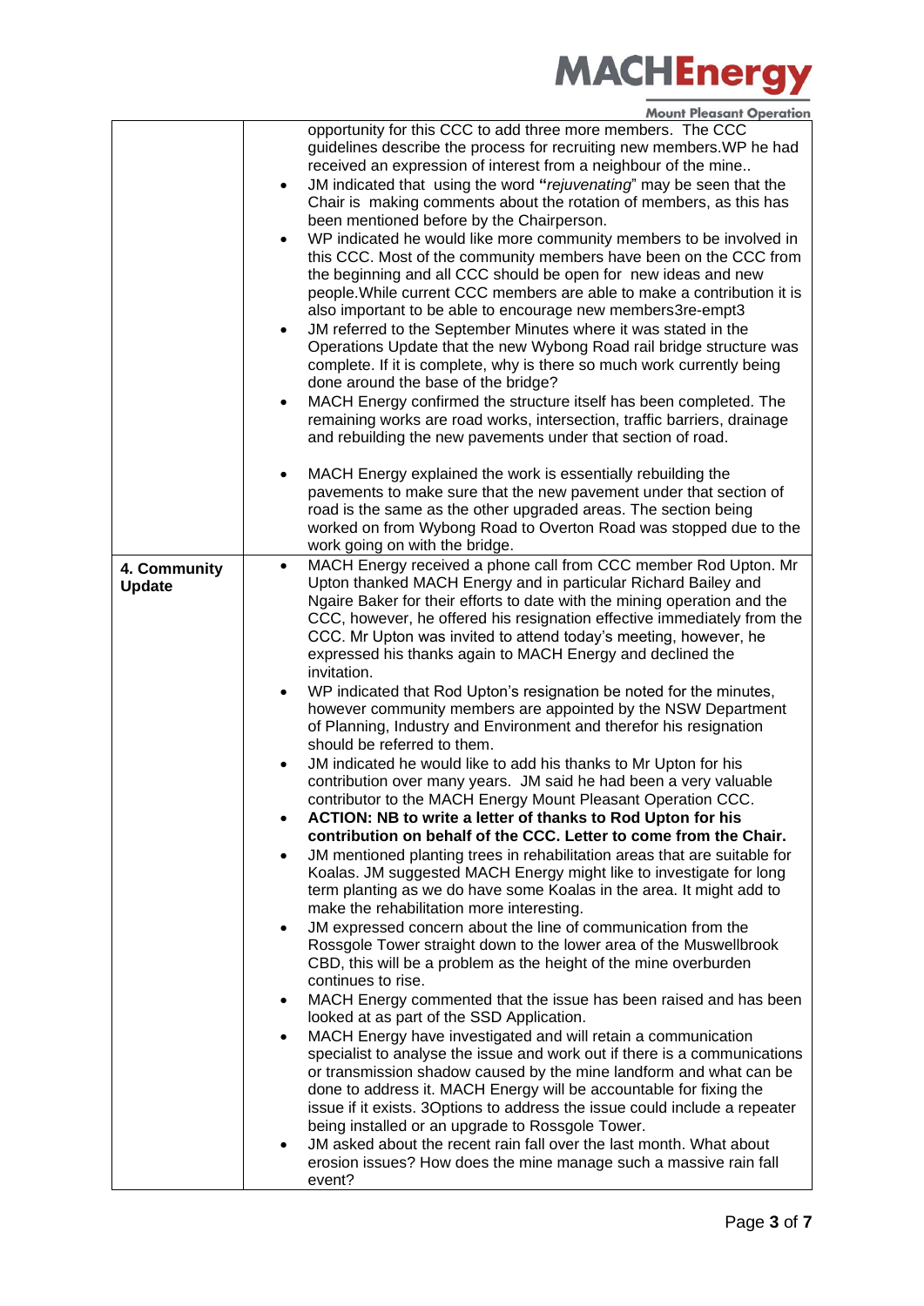| | |
|---|---|
| | opportunity for this CCC to add three more members. The CCC guidelines describe the process for recruiting new members.WP he had received an expression of interest from a neighbour of the mine..<br>• JM indicated that using the word "*rejuvenating*" may be seen that the Chair is making comments about the rotation of members, as this has been mentioned before by the Chairperson.<br>• WP indicated he would like more community members to be involved in this CCC. Most of the community members have been on the CCC from the beginning and all CCC should be open for new ideas and new people.While current CCC members are able to make a contribution it is also important to be able to encourage new members3re-empt3<br>• JM referred to the September Minutes where it was stated in the Operations Update that the new Wybong Road rail bridge structure was complete. If it is complete, why is there so much work currently being done around the base of the bridge?<br>• MACH Energy confirmed the structure itself has been completed. The remaining works are road works, intersection, traffic barriers, drainage and rebuilding the new pavements under that section of road.<br>• MACH Energy explained the work is essentially rebuilding the pavements to make sure that the new pavement under that section of road is the same as the other upgraded areas. The section being worked on from Wybong Road to Overton Road was stopped due to the work going on with the bridge. |
| **4. Community Update** | • MACH Energy received a phone call from CCC member Rod Upton. Mr Upton thanked MACH Energy and in particular Richard Bailey and Ngaire Baker for their efforts to date with the mining operation and the CCC, however, he offered his resignation effective immediately from the CCC. Mr Upton was invited to attend today's meeting, however, he expressed his thanks again to MACH Energy and declined the invitation.<br>• WP indicated that Rod Upton's resignation be noted for the minutes, however community members are appointed by the NSW Department of Planning, Industry and Environment and therefor his resignation should be referred to them.<br>• JM indicated he would like to add his thanks to Mr Upton for his contribution over many years. JM said he had been a very valuable contributor to the MACH Energy Mount Pleasant Operation CCC.<br>• **ACTION: NB to write a letter of thanks to Rod Upton for his contribution on behalf of the CCC. Letter to come from the Chair.**<br>• JM mentioned planting trees in rehabilitation areas that are suitable for Koalas. JM suggested MACH Energy might like to investigate for long term planting as we do have some Koalas in the area. It might add to make the rehabilitation more interesting.<br>• JM expressed concern about the line of communication from the Rossgole Tower straight down to the lower area of the Muswellbrook CBD, this will be a problem as the height of the mine overburden continues to rise.<br>• MACH Energy commented that the issue has been raised and has been looked at as part of the SSD Application.<br>• MACH Energy have investigated and will retain a communication specialist to analyse the issue and work out if there is a communications or transmission shadow caused by the mine landform and what can be done to address it. MACH Energy will be accountable for fixing the issue if it exists. 3Options to address the issue could include a repeater being installed or an upgrade to Rossgole Tower.<br>• JM asked about the recent rain fall over the last month. What about erosion issues? How does the mine manage such a massive rain fall event? |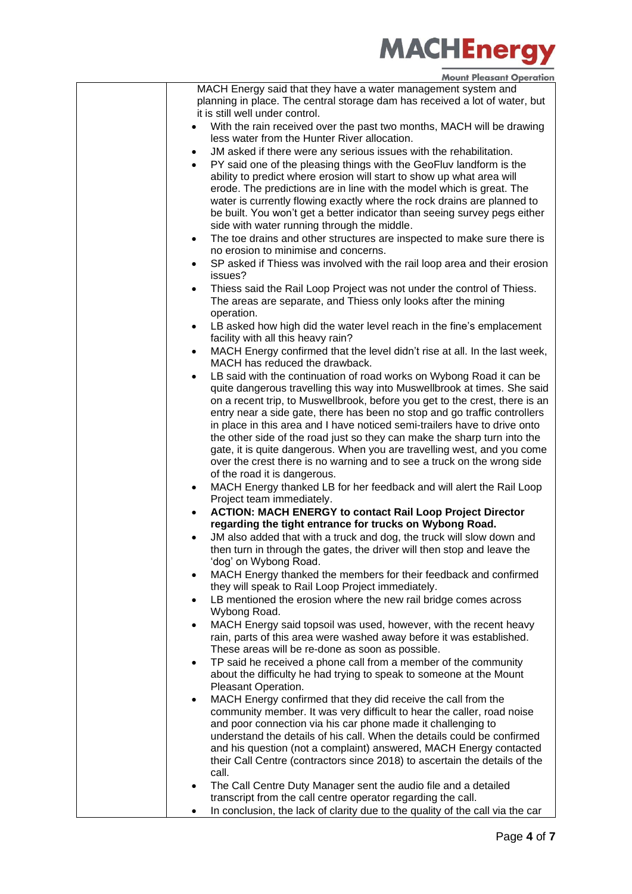| | |
|---|---|
| | MACH Energy said that they have a water management system and planning in place. The central storage dam has received a lot of water, but it is still well under control.<br>• With the rain received over the past two months, MACH will be drawing less water from the Hunter River allocation.<br>• JM asked if there were any serious issues with the rehabilitation.<br>• PY said one of the pleasing things with the GeoFluv landform is the ability to predict where erosion will start to show up what area will erode. The predictions are in line with the model which is great. The water is currently flowing exactly where the rock drains are planned to be built. You won't get a better indicator than seeing survey pegs either side with water running through the middle.<br>• The toe drains and other structures are inspected to make sure there is no erosion to minimise and concerns.<br>• SP asked if Thiess was involved with the rail loop area and their erosion issues?<br>• Thiess said the Rail Loop Project was not under the control of Thiess. The areas are separate, and Thiess only looks after the mining operation.<br>• LB asked how high did the water level reach in the fine's emplacement facility with all this heavy rain?<br>• MACH Energy confirmed that the level didn't rise at all. In the last week, MACH has reduced the drawback.<br>• LB said with the continuation of road works on Wybong Road it can be quite dangerous travelling this way into Muswellbrook at times. She said on a recent trip, to Muswellbrook, before you get to the crest, there is an entry near a side gate, there has been no stop and go traffic controllers in place in this area and I have noticed semi-trailers have to drive onto the other side of the road just so they can make the sharp turn into the gate, it is quite dangerous. When you are travelling west, and you come over the crest there is no warning and to see a truck on the wrong side of the road it is dangerous.<br>• MACH Energy thanked LB for her feedback and will alert the Rail Loop Project team immediately.<br>• **ACTION: MACH ENERGY to contact Rail Loop Project Director regarding the tight entrance for trucks on Wybong Road.**<br>• JM also added that with a truck and dog, the truck will slow down and then turn in through the gates, the driver will then stop and leave the 'dog' on Wybong Road.<br>• MACH Energy thanked the members for their feedback and confirmed they will speak to Rail Loop Project immediately.<br>• LB mentioned the erosion where the new rail bridge comes across Wybong Road.<br>• MACH Energy said topsoil was used, however, with the recent heavy rain, parts of this area were washed away before it was established. These areas will be re-done as soon as possible.<br>• TP said he received a phone call from a member of the community about the difficulty he had trying to speak to someone at the Mount Pleasant Operation.<br>• MACH Energy confirmed that they did receive the call from the community member. It was very difficult to hear the caller, road noise and poor connection via his car phone made it challenging to understand the details of his call. When the details could be confirmed and his question (not a complaint) answered, MACH Energy contacted their Call Centre (contractors since 2018) to ascertain the details of the call.<br>• The Call Centre Duty Manager sent the audio file and a detailed transcript from the call centre operator regarding the call.<br>• In conclusion, the lack of clarity due to the quality of the call via the car |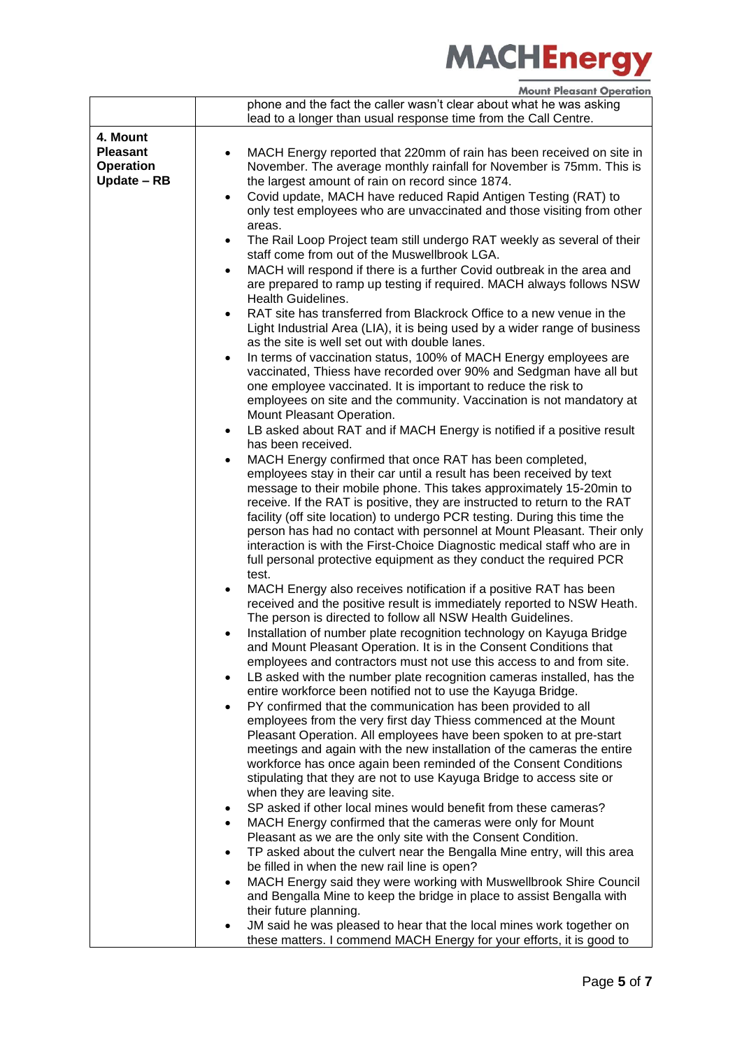| | |
|---|---|
| | phone and the fact the caller wasn't clear about what he was asking lead to a longer than usual response time from the Call Centre. |
| **4. Mount Pleasant Operation Update – RB** | • MACH Energy reported that 220mm of rain has been received on site in November. The average monthly rainfall for November is 75mm. This is the largest amount of rain on record since 1874.<br>• Covid update, MACH have reduced Rapid Antigen Testing (RAT) to only test employees who are unvaccinated and those visiting from other areas.<br>• The Rail Loop Project team still undergo RAT weekly as several of their staff come from out of the Muswellbrook LGA.<br>• MACH will respond if there is a further Covid outbreak in the area and are prepared to ramp up testing if required. MACH always follows NSW Health Guidelines.<br>• RAT site has transferred from Blackrock Office to a new venue in the Light Industrial Area (LIA), it is being used by a wider range of business as the site is well set out with double lanes.<br>• In terms of vaccination status, 100% of MACH Energy employees are vaccinated, Thiess have recorded over 90% and Sedgman have all but one employee vaccinated. It is important to reduce the risk to employees on site and the community. Vaccination is not mandatory at Mount Pleasant Operation.<br>• LB asked about RAT and if MACH Energy is notified if a positive result has been received.<br>• MACH Energy confirmed that once RAT has been completed, employees stay in their car until a result has been received by text message to their mobile phone. This takes approximately 15-20min to receive. If the RAT is positive, they are instructed to return to the RAT facility (off site location) to undergo PCR testing. During this time the person has had no contact with personnel at Mount Pleasant. Their only interaction is with the First-Choice Diagnostic medical staff who are in full personal protective equipment as they conduct the required PCR test.<br>• MACH Energy also receives notification if a positive RAT has been received and the positive result is immediately reported to NSW Heath. The person is directed to follow all NSW Health Guidelines.<br>• Installation of number plate recognition technology on Kayuga Bridge and Mount Pleasant Operation. It is in the Consent Conditions that employees and contractors must not use this access to and from site.<br>• LB asked with the number plate recognition cameras installed, has the entire workforce been notified not to use the Kayuga Bridge.<br>• PY confirmed that the communication has been provided to all employees from the very first day Thiess commenced at the Mount Pleasant Operation. All employees have been spoken to at pre-start meetings and again with the new installation of the cameras the entire workforce has once again been reminded of the Consent Conditions stipulating that they are not to use Kayuga Bridge to access site or when they are leaving site.<br>• SP asked if other local mines would benefit from these cameras?<br>• MACH Energy confirmed that the cameras were only for Mount Pleasant as we are the only site with the Consent Condition.<br>• TP asked about the culvert near the Bengalla Mine entry, will this area be filled in when the new rail line is open?<br>• MACH Energy said they were working with Muswellbrook Shire Council and Bengalla Mine to keep the bridge in place to assist Bengalla with their future planning.<br>• JM said he was pleased to hear that the local mines work together on these matters. I commend MACH Energy for your efforts, it is good to |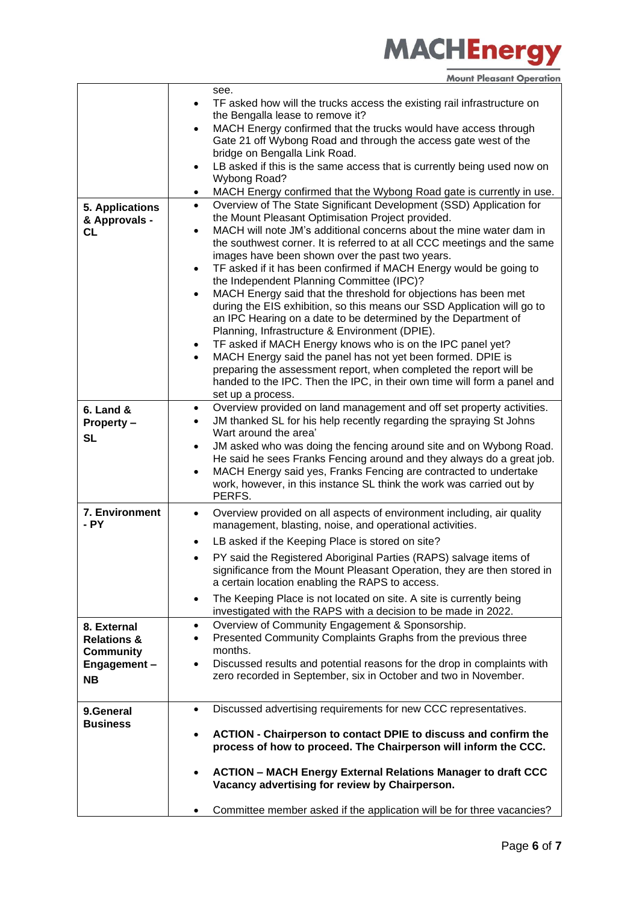| | |
|---|---|
| | see.<br>• TF asked how will the trucks access the existing rail infrastructure on the Bengalla lease to remove it?<br>• MACH Energy confirmed that the trucks would have access through Gate 21 off Wybong Road and through the access gate west of the bridge on Bengalla Link Road.<br>• LB asked if this is the same access that is currently being used now on Wybong Road?<br>• MACH Energy confirmed that the Wybong Road gate is currently in use. |
| **5. Applications & Approvals - CL** | • Overview of The State Significant Development (SSD) Application for the Mount Pleasant Optimisation Project provided.<br>• MACH will note JM's additional concerns about the mine water dam in the southwest corner. It is referred to at all CCC meetings and the same images have been shown over the past two years.<br>• TF asked if it has been confirmed if MACH Energy would be going to the Independent Planning Committee (IPC)?<br>• MACH Energy said that the threshold for objections has been met during the EIS exhibition, so this means our SSD Application will go to an IPC Hearing on a date to be determined by the Department of Planning, Infrastructure & Environment (DPIE).<br>• TF asked if MACH Energy knows who is on the IPC panel yet?<br>• MACH Energy said the panel has not yet been formed. DPIE is preparing the assessment report, when completed the report will be handed to the IPC. Then the IPC, in their own time will form a panel and set up a process. |
| **6. Land & Property – SL** | • Overview provided on land management and off set property activities.<br>• JM thanked SL for his help recently regarding the spraying St Johns Wart around the area'<br>• JM asked who was doing the fencing around site and on Wybong Road. He said he sees Franks Fencing around and they always do a great job.<br>• MACH Energy said yes, Franks Fencing are contracted to undertake work, however, in this instance SL think the work was carried out by PERFS. |
| **7. Environment - PY** | • Overview provided on all aspects of environment including, air quality management, blasting, noise, and operational activities.<br>• LB asked if the Keeping Place is stored on site?<br>• PY said the Registered Aboriginal Parties (RAPS) salvage items of significance from the Mount Pleasant Operation, they are then stored in a certain location enabling the RAPS to access.<br>• The Keeping Place is not located on site. A site is currently being investigated with the RAPS with a decision to be made in 2022. |
| **8. External Relations & Community Engagement – NB** | • Overview of Community Engagement & Sponsorship.<br>• Presented Community Complaints Graphs from the previous three months.<br>• Discussed results and potential reasons for the drop in complaints with zero recorded in September, six in October and two in November. |
| **9.General Business** | • Discussed advertising requirements for new CCC representatives.<br>• **ACTION - Chairperson to contact DPIE to discuss and confirm the process of how to proceed. The Chairperson will inform the CCC.**<br>• **ACTION – MACH Energy External Relations Manager to draft CCC Vacancy advertising for review by Chairperson.**<br>• Committee member asked if the application will be for three vacancies? |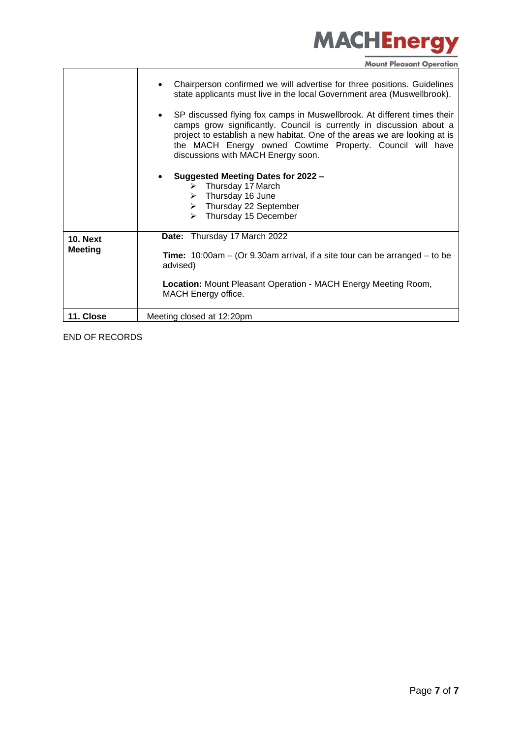| | |
|---|---|
| | • Chairperson confirmed we will advertise for three positions. Guidelines state applicants must live in the local Government area (Muswellbrook).<br><br>• SP discussed flying fox camps in Muswellbrook. At different times their camps grow significantly. Council is currently in discussion about a project to establish a new habitat. One of the areas we are looking at is the MACH Energy owned Cowtime Property. Council will have discussions with MACH Energy soon.<br><br>• **Suggested Meeting Dates for 2022 –**<br>➢ Thursday 17 March<br>➢ Thursday 16 June<br>➢ Thursday 22 September<br>➢ Thursday 15 December |
| **10. Next Meeting** | **Date:** Thursday 17 March 2022<br><br>**Time:** 10:00am – (Or 9.30am arrival, if a site tour can be arranged – to be advised)<br><br>**Location:** Mount Pleasant Operation - MACH Energy Meeting Room, MACH Energy office. |
| **11. Close** | Meeting closed at 12:20pm |

END OF RECORDS